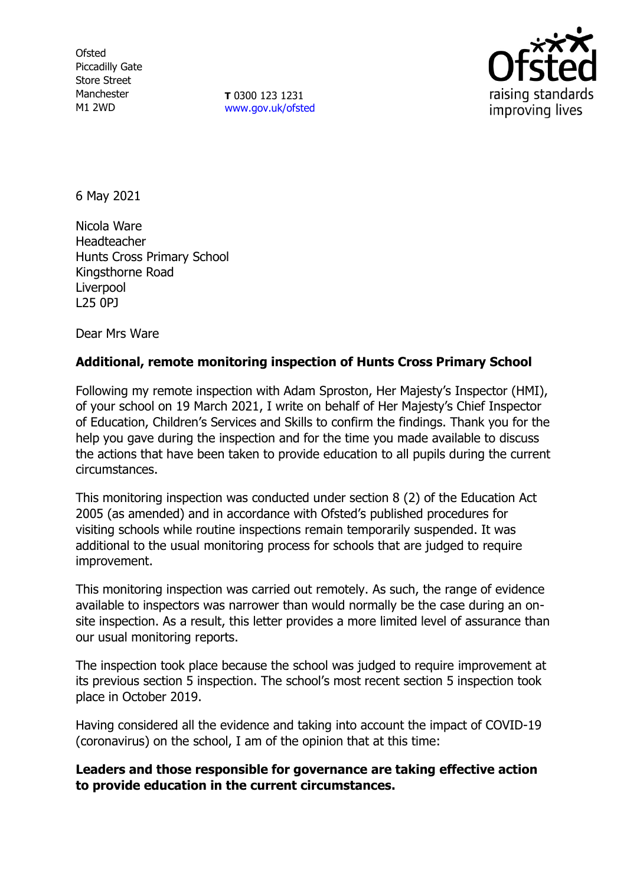Ofsted
Piccadilly Gate
Store Street
Manchester
M1 2WD

**T** 0300 123 1231
www.gov.uk/ofsted

6 May 2021

Nicola Ware
Headteacher
Hunts Cross Primary School
Kingsthorne Road
Liverpool
L25 0PJ

Dear Mrs Ware

**Additional, remote monitoring inspection of Hunts Cross Primary School**

Following my remote inspection with Adam Sproston, Her Majesty's Inspector (HMI), of your school on 19 March 2021, I write on behalf of Her Majesty's Chief Inspector of Education, Children's Services and Skills to confirm the findings. Thank you for the help you gave during the inspection and for the time you made available to discuss the actions that have been taken to provide education to all pupils during the current circumstances.

This monitoring inspection was conducted under section 8 (2) of the Education Act 2005 (as amended) and in accordance with Ofsted's published procedures for visiting schools while routine inspections remain temporarily suspended. It was additional to the usual monitoring process for schools that are judged to require improvement.

This monitoring inspection was carried out remotely. As such, the range of evidence available to inspectors was narrower than would normally be the case during an on-site inspection. As a result, this letter provides a more limited level of assurance than our usual monitoring reports.

The inspection took place because the school was judged to require improvement at its previous section 5 inspection. The school's most recent section 5 inspection took place in October 2019.

Having considered all the evidence and taking into account the impact of COVID-19 (coronavirus) on the school, I am of the opinion that at this time:

**Leaders and those responsible for governance are taking effective action to provide education in the current circumstances.**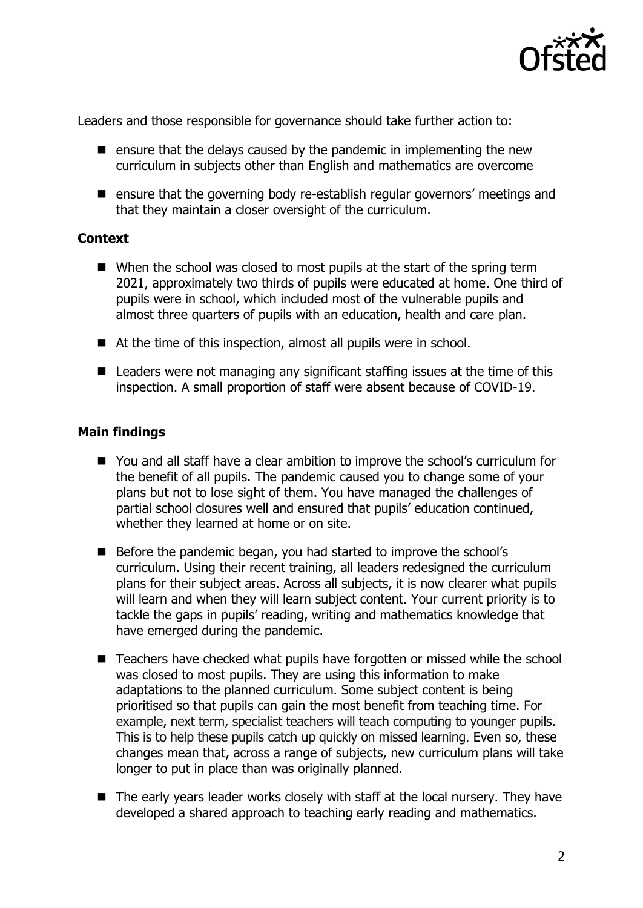Leaders and those responsible for governance should take further action to:

- ensure that the delays caused by the pandemic in implementing the new curriculum in subjects other than English and mathematics are overcome
- ensure that the governing body re-establish regular governors' meetings and that they maintain a closer oversight of the curriculum.

### Context

- When the school was closed to most pupils at the start of the spring term 2021, approximately two thirds of pupils were educated at home. One third of pupils were in school, which included most of the vulnerable pupils and almost three quarters of pupils with an education, health and care plan.
- At the time of this inspection, almost all pupils were in school.
- Leaders were not managing any significant staffing issues at the time of this inspection. A small proportion of staff were absent because of COVID-19.

### Main findings

- You and all staff have a clear ambition to improve the school's curriculum for the benefit of all pupils. The pandemic caused you to change some of your plans but not to lose sight of them. You have managed the challenges of partial school closures well and ensured that pupils' education continued, whether they learned at home or on site.
- Before the pandemic began, you had started to improve the school's curriculum. Using their recent training, all leaders redesigned the curriculum plans for their subject areas. Across all subjects, it is now clearer what pupils will learn and when they will learn subject content. Your current priority is to tackle the gaps in pupils' reading, writing and mathematics knowledge that have emerged during the pandemic.
- Teachers have checked what pupils have forgotten or missed while the school was closed to most pupils. They are using this information to make adaptations to the planned curriculum. Some subject content is being prioritised so that pupils can gain the most benefit from teaching time. For example, next term, specialist teachers will teach computing to younger pupils. This is to help these pupils catch up quickly on missed learning. Even so, these changes mean that, across a range of subjects, new curriculum plans will take longer to put in place than was originally planned.
- The early years leader works closely with staff at the local nursery. They have developed a shared approach to teaching early reading and mathematics.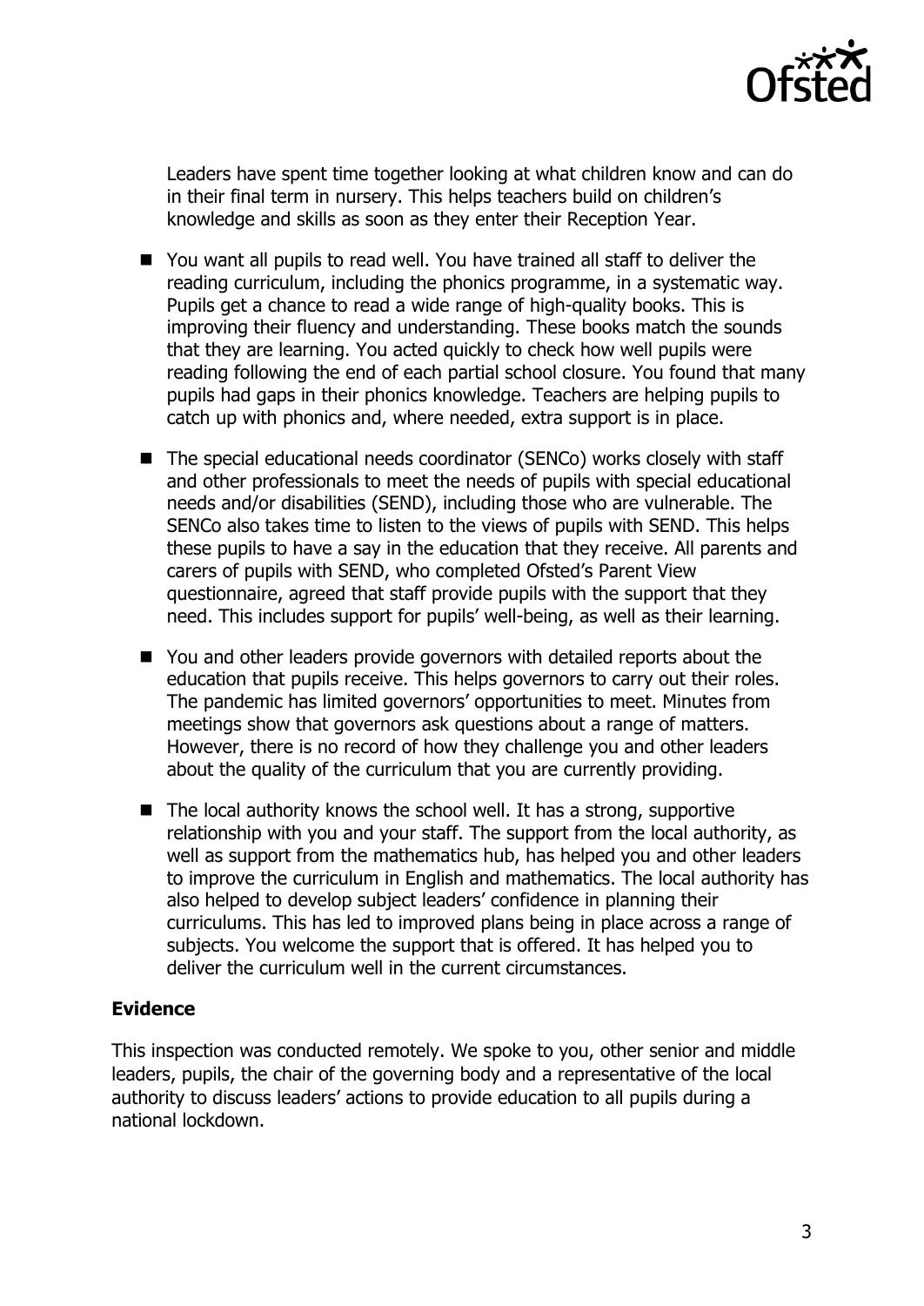Leaders have spent time together looking at what children know and can do in their final term in nursery. This helps teachers build on children's knowledge and skills as soon as they enter their Reception Year.

- You want all pupils to read well. You have trained all staff to deliver the reading curriculum, including the phonics programme, in a systematic way. Pupils get a chance to read a wide range of high-quality books. This is improving their fluency and understanding. These books match the sounds that they are learning. You acted quickly to check how well pupils were reading following the end of each partial school closure. You found that many pupils had gaps in their phonics knowledge. Teachers are helping pupils to catch up with phonics and, where needed, extra support is in place.
- The special educational needs coordinator (SENCo) works closely with staff and other professionals to meet the needs of pupils with special educational needs and/or disabilities (SEND), including those who are vulnerable. The SENCo also takes time to listen to the views of pupils with SEND. This helps these pupils to have a say in the education that they receive. All parents and carers of pupils with SEND, who completed Ofsted's Parent View questionnaire, agreed that staff provide pupils with the support that they need. This includes support for pupils' well-being, as well as their learning.
- You and other leaders provide governors with detailed reports about the education that pupils receive. This helps governors to carry out their roles. The pandemic has limited governors' opportunities to meet. Minutes from meetings show that governors ask questions about a range of matters. However, there is no record of how they challenge you and other leaders about the quality of the curriculum that you are currently providing.
- The local authority knows the school well. It has a strong, supportive relationship with you and your staff. The support from the local authority, as well as support from the mathematics hub, has helped you and other leaders to improve the curriculum in English and mathematics. The local authority has also helped to develop subject leaders' confidence in planning their curriculums. This has led to improved plans being in place across a range of subjects. You welcome the support that is offered. It has helped you to deliver the curriculum well in the current circumstances.

## Evidence

This inspection was conducted remotely. We spoke to you, other senior and middle leaders, pupils, the chair of the governing body and a representative of the local authority to discuss leaders' actions to provide education to all pupils during a national lockdown.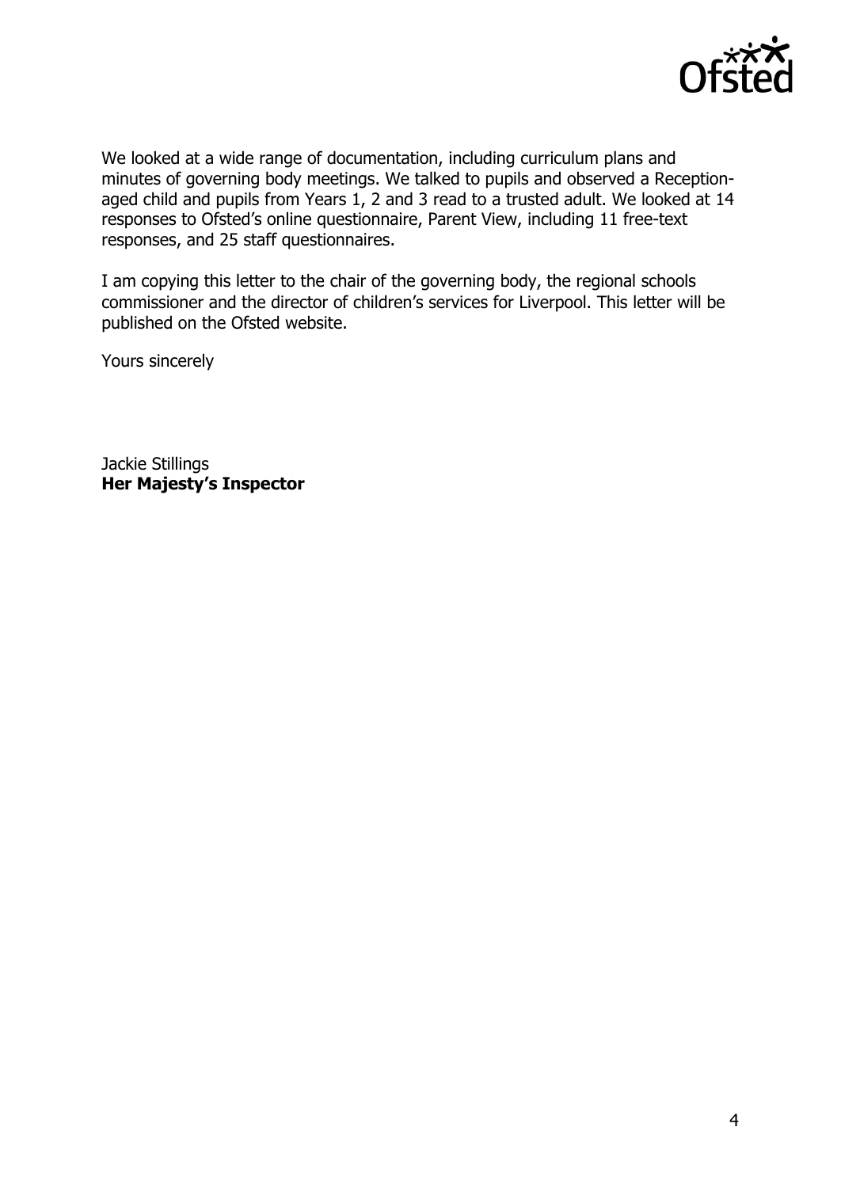We looked at a wide range of documentation, including curriculum plans and minutes of governing body meetings. We talked to pupils and observed a Reception-aged child and pupils from Years 1, 2 and 3 read to a trusted adult. We looked at 14 responses to Ofsted's online questionnaire, Parent View, including 11 free-text responses, and 25 staff questionnaires.

I am copying this letter to the chair of the governing body, the regional schools commissioner and the director of children's services for Liverpool. This letter will be published on the Ofsted website.

Yours sincerely

Jackie Stillings
**Her Majesty's Inspector**